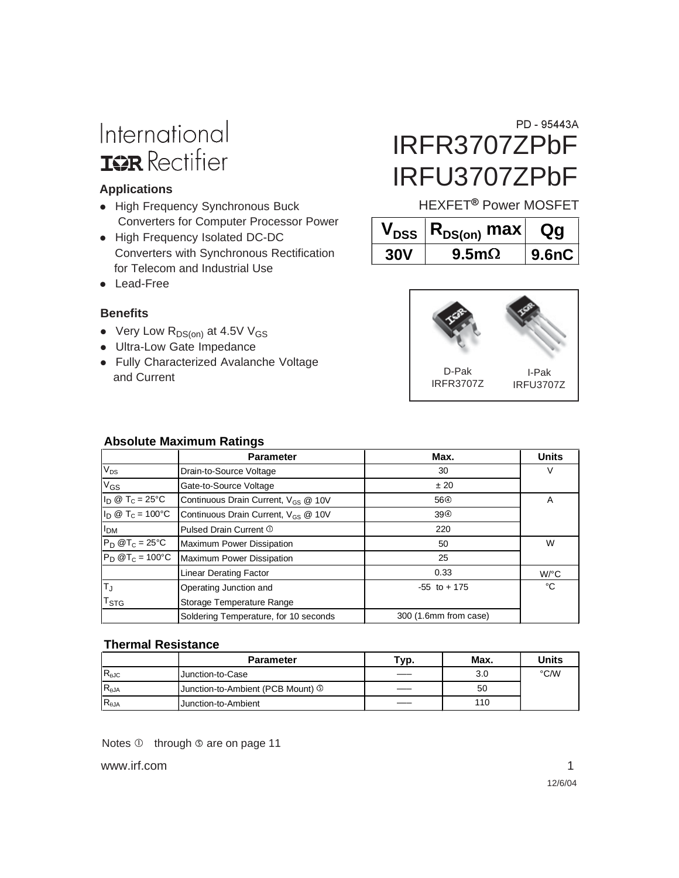International
IOR Rectifier

PD - 95443A

# IRFR3707ZPbF
# IRFU3707ZPbF

HEXFET® Power MOSFET

| $V_{DSS}$ | $R_{DS(on)}$ max | Qg |
|---|---|---|
| 30V | 9.5mΩ | 9.6nC |

### Applications

- High Frequency Synchronous Buck Converters for Computer Processor Power
- High Frequency Isolated DC-DC Converters with Synchronous Rectification for Telecom and Industrial Use
- Lead-Free

### Benefits

- Very Low $R_{DS(on)}$ at 4.5V $V_{GS}$
- Ultra-Low Gate Impedance
- Fully Characterized Avalanche Voltage and Current

D-Pak IRFR3707Z | I-Pak IRFU3707Z

### Absolute Maximum Ratings

| | Parameter | Max. | Units |
|---|---|---|---|
| $V_{DS}$ | Drain-to-Source Voltage | 30 | V |
| $V_{GS}$ | Gate-to-Source Voltage | ± 20 | |
| $I_D$ @ $T_C$ = 25°C | Continuous Drain Current, $V_{GS}$ @ 10V | 56④ | A |
| $I_D$ @ $T_C$ = 100°C | Continuous Drain Current, $V_{GS}$ @ 10V | 39④ | |
| $I_{DM}$ | Pulsed Drain Current ① | 220 | |
| $P_D$ @$T_C$ = 25°C | Maximum Power Dissipation | 50 | W |
| $P_D$ @$T_C$ = 100°C | Maximum Power Dissipation | 25 | |
| | Linear Derating Factor | 0.33 | W/°C |
| $T_J$ | Operating Junction and | -55 to + 175 | °C |
| $T_{STG}$ | Storage Temperature Range | | |
| | Soldering Temperature, for 10 seconds | 300 (1.6mm from case) | |

### Thermal Resistance

| | Parameter | Typ. | Max. | Units |
|---|---|---|---|---|
| $R_{\theta JC}$ | Junction-to-Case | —— | 3.0 | °C/W |
| $R_{\theta JA}$ | Junction-to-Ambient (PCB Mount) ⑤ | —— | 50 | |
| $R_{\theta JA}$ | Junction-to-Ambient | —— | 110 | |

Notes ① through ⑤ are on page 11

www.irf.com

12/6/04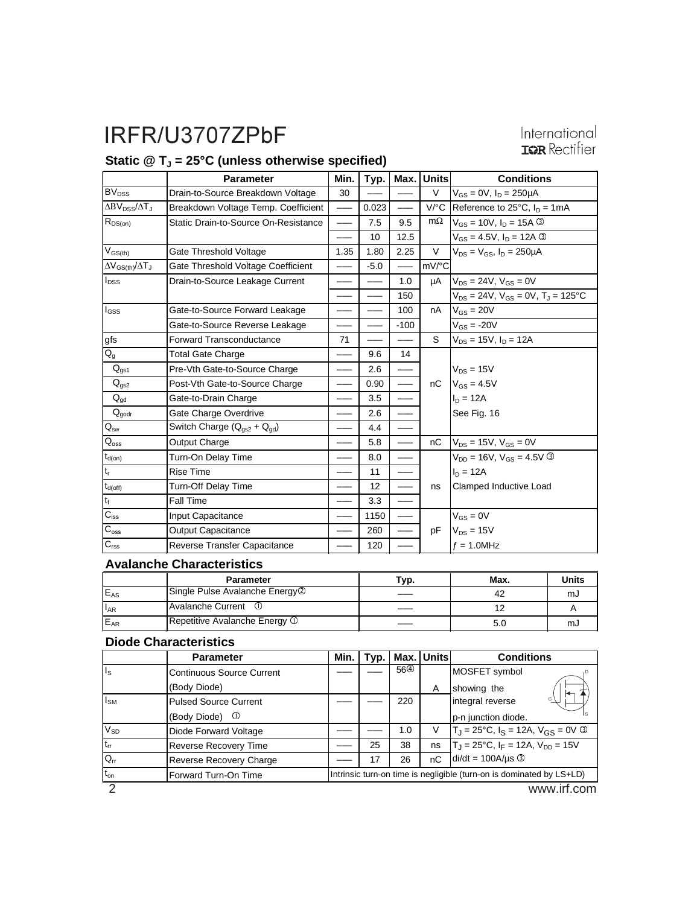## Static @ $T_J$ = 25°C (unless otherwise specified)

| | Parameter | Min. | Typ. | Max. | Units | Conditions |
|---|---|---|---|---|---|---|
| $BV_{DSS}$ | Drain-to-Source Breakdown Voltage | 30 | —— | —— | V | $V_{GS}$ = 0V, $I_D$ = 250μA |
| $\Delta BV_{DSS}/\Delta T_J$ | Breakdown Voltage Temp. Coefficient | —— | 0.023 | —— | V/°C | Reference to 25°C, $I_D$ = 1mA |
| $R_{DS(on)}$ | Static Drain-to-Source On-Resistance | —— | 7.5 | 9.5 | mΩ | $V_{GS}$ = 10V, $I_D$ = 15A ③ |
| | | —— | 10 | 12.5 | | $V_{GS}$ = 4.5V, $I_D$ = 12A ③ |
| $V_{GS(th)}$ | Gate Threshold Voltage | 1.35 | 1.80 | 2.25 | V | $V_{DS}$ = $V_{GS}$, $I_D$ = 250μA |
| $\Delta V_{GS(th)}/\Delta T_J$ | Gate Threshold Voltage Coefficient | —— | -5.0 | —— | mV/°C | |
| $I_{DSS}$ | Drain-to-Source Leakage Current | —— | —— | 1.0 | μA | $V_{DS}$ = 24V, $V_{GS}$ = 0V |
| | | —— | —— | 150 | | $V_{DS}$ = 24V, $V_{GS}$ = 0V, $T_J$ = 125°C |
| $I_{GSS}$ | Gate-to-Source Forward Leakage | —— | —— | 100 | nA | $V_{GS}$ = 20V |
| | Gate-to-Source Reverse Leakage | —— | —— | -100 | | $V_{GS}$ = -20V |
| gfs | Forward Transconductance | 71 | —— | —— | S | $V_{DS}$ = 15V, $I_D$ = 12A |
| $Q_g$ | Total Gate Charge | —— | 9.6 | 14 | | |
| $Q_{gs1}$ | Pre-Vth Gate-to-Source Charge | —— | 2.6 | —— | | $V_{DS}$ = 15V |
| $Q_{gs2}$ | Post-Vth Gate-to-Source Charge | —— | 0.90 | —— | nC | $V_{GS}$ = 4.5V |
| $Q_{gd}$ | Gate-to-Drain Charge | —— | 3.5 | —— | | $I_D$ = 12A |
| $Q_{godr}$ | Gate Charge Overdrive | —— | 2.6 | —— | | See Fig. 16 |
| $Q_{sw}$ | Switch Charge ($Q_{gs2}$ + $Q_{gd}$) | —— | 4.4 | —— | | |
| $Q_{oss}$ | Output Charge | —— | 5.8 | —— | nC | $V_{DS}$ = 15V, $V_{GS}$ = 0V |
| $t_{d(on)}$ | Turn-On Delay Time | —— | 8.0 | —— | | $V_{DD}$ = 16V, $V_{GS}$ = 4.5V ③ |
| $t_r$ | Rise Time | —— | 11 | —— | | $I_D$ = 12A |
| $t_{d(off)}$ | Turn-Off Delay Time | —— | 12 | —— | ns | Clamped Inductive Load |
| $t_f$ | Fall Time | —— | 3.3 | —— | | |
| $C_{iss}$ | Input Capacitance | —— | 1150 | —— | | $V_{GS}$ = 0V |
| $C_{oss}$ | Output Capacitance | —— | 260 | —— | pF | $V_{DS}$ = 15V |
| $C_{rss}$ | Reverse Transfer Capacitance | —— | 120 | —— | | $f$ = 1.0MHz |

## Avalanche Characteristics

| | Parameter | Typ. | Max. | Units |
|---|---|---|---|---|
| $E_{AS}$ | Single Pulse Avalanche Energy② | —— | 42 | mJ |
| $I_{AR}$ | Avalanche Current ① | —— | 12 | A |
| $E_{AR}$ | Repetitive Avalanche Energy ① | —— | 5.0 | mJ |

## Diode Characteristics

| | Parameter | Min. | Typ. | Max. | Units | Conditions |
|---|---|---|---|---|---|---|
| $I_S$ | Continuous Source Current (Body Diode) | —— | —— | 56④ | A | MOSFET symbol showing the |
| $I_{SM}$ | Pulsed Source Current (Body Diode) ① | —— | —— | 220 | | integral reverse p-n junction diode. |
| $V_{SD}$ | Diode Forward Voltage | —— | —— | 1.0 | V | $T_J$ = 25°C, $I_S$ = 12A, $V_{GS}$ = 0V ③ |
| $t_{rr}$ | Reverse Recovery Time | —— | 25 | 38 | ns | $T_J$ = 25°C, $I_F$ = 12A, $V_{DD}$ = 15V |
| $Q_{rr}$ | Reverse Recovery Charge | —— | 17 | 26 | nC | di/dt = 100A/μs ③ |
| $t_{on}$ | Forward Turn-On Time | Intrinsic turn-on time is negligible (turn-on is dominated by LS+LD) | | | | |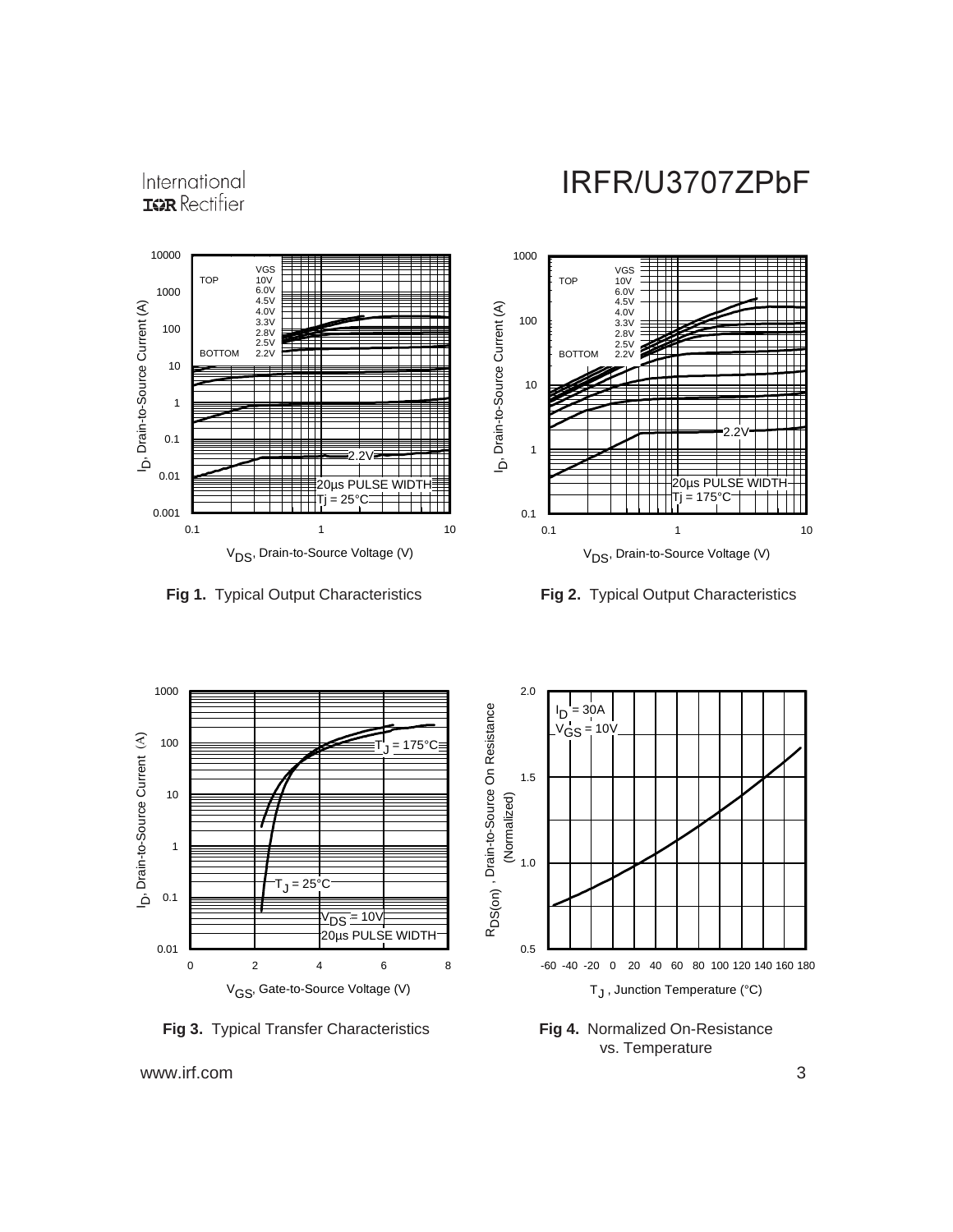Fig 1. Typical Output Characteristics

Fig 2. Typical Output Characteristics

Fig 3. Typical Transfer Characteristics

Fig 4. Normalized On-Resistance vs. Temperature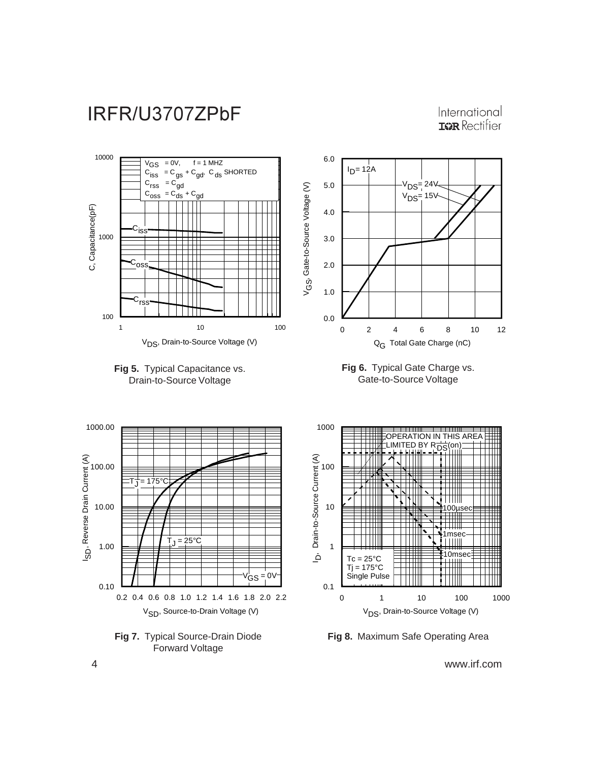**Fig 5.** Typical Capacitance vs. Drain-to-Source Voltage

**Fig 6.** Typical Gate Charge vs. Gate-to-Source Voltage

**Fig 7.** Typical Source-Drain Diode Forward Voltage

**Fig 8.** Maximum Safe Operating Area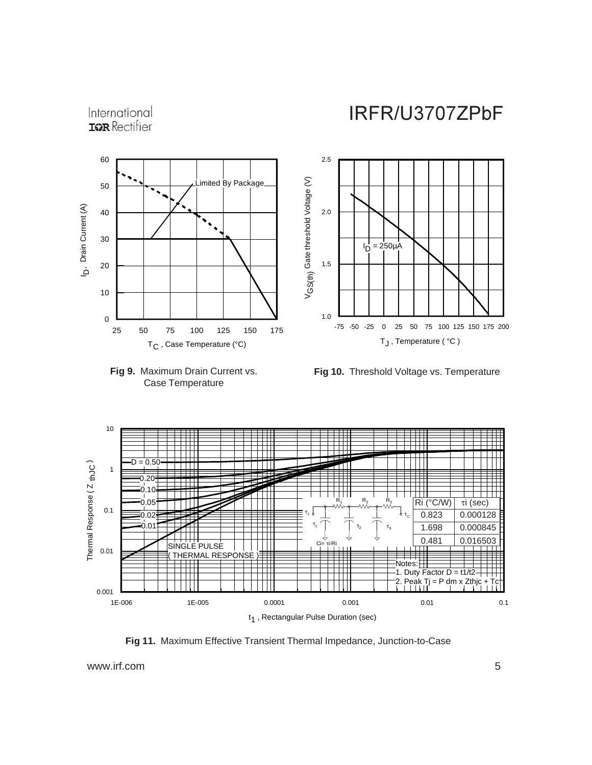**Fig 9.** Maximum Drain Current vs. Case Temperature

**Fig 10.** Threshold Voltage vs. Temperature

| Ri (°C/W) | τi (sec) |
| --- | --- |
| 0.823 | 0.000128 |
| 1.698 | 0.000845 |
| 0.481 | 0.016503 |

Notes:
1. Duty Factor D = t1/t2
2. Peak Tj = P dm x Zthjc + Tc

**Fig 11.** Maximum Effective Transient Thermal Impedance, Junction-to-Case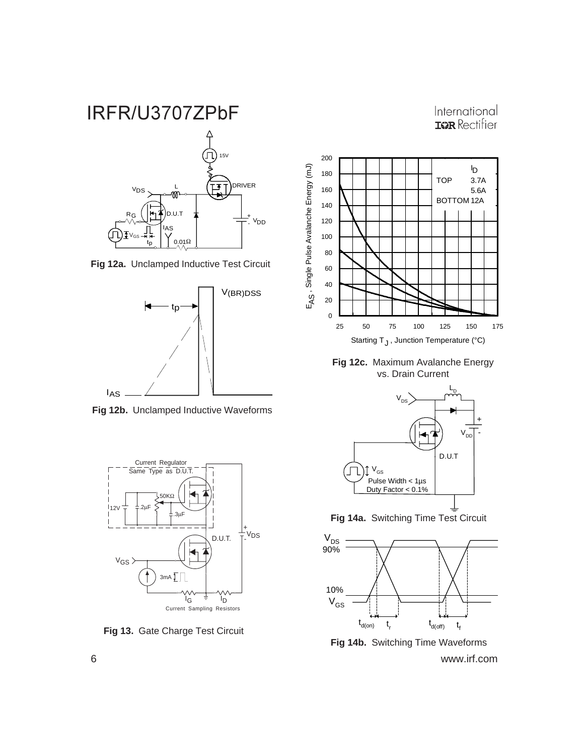**Fig 12a.** Unclamped Inductive Test Circuit

**Fig 12b.** Unclamped Inductive Waveforms

**Fig 12c.** Maximum Avalanche Energy vs. Drain Current

**Fig 13.** Gate Charge Test Circuit

**Fig 14a.** Switching Time Test Circuit

**Fig 14b.** Switching Time Waveforms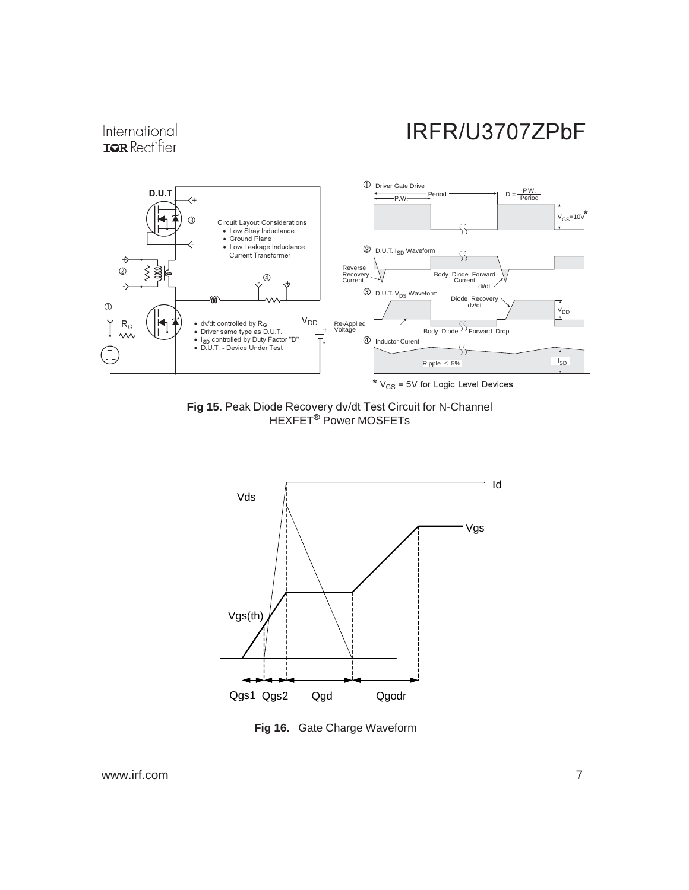Fig 15. Peak Diode Recovery dv/dt Test Circuit for N-Channel HEXFET® Power MOSFETs

Fig 16. Gate Charge Waveform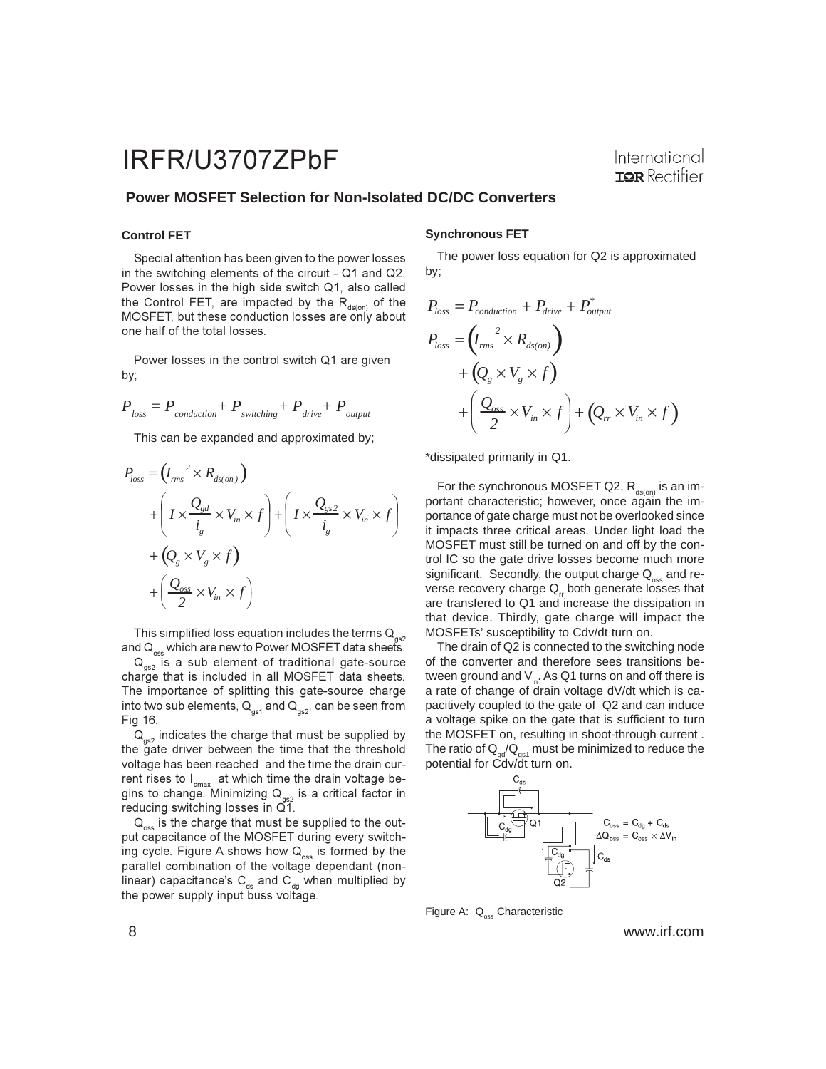## Power MOSFET Selection for Non-Isolated DC/DC Converters

### Control FET

Special attention has been given to the power losses in the switching elements of the circuit - Q1 and Q2. Power losses in the high side switch Q1, also called the Control FET, are impacted by the $R_{ds(on)}$ of the MOSFET, but these conduction losses are only about one half of the total losses.

Power losses in the control switch Q1 are given by;

$$P_{loss} = P_{conduction} + P_{switching} + P_{drive} + P_{output}$$

This can be expanded and approximated by;

$$P_{loss} = \left(I_{rms}{}^{2} \times R_{ds(on)}\right) + \left(I \times \frac{Q_{gd}}{i_g} \times V_{in} \times f\right) + \left(I \times \frac{Q_{gs2}}{i_g} \times V_{in} \times f\right) + \left(Q_g \times V_g \times f\right) + \left(\frac{Q_{oss}}{2} \times V_{in} \times f\right)$$

This simplified loss equation includes the terms $Q_{gs2}$ and $Q_{oss}$ which are new to Power MOSFET data sheets.

$Q_{gs2}$ is a sub element of traditional gate-source charge that is included in all MOSFET data sheets. The importance of splitting this gate-source charge into two sub elements, $Q_{gs1}$ and $Q_{gs2}$, can be seen from Fig 16.

$Q_{gs2}$ indicates the charge that must be supplied by the gate driver between the time that the threshold voltage has been reached and the time the drain current rises to $I_{dmax}$ at which time the drain voltage begins to change. Minimizing $Q_{gs2}$ is a critical factor in reducing switching losses in Q1.

$Q_{oss}$ is the charge that must be supplied to the output capacitance of the MOSFET during every switching cycle. Figure A shows how $Q_{oss}$ is formed by the parallel combination of the voltage dependant (non-linear) capacitance's $C_{ds}$ and $C_{dg}$ when multiplied by the power supply input buss voltage.

### Synchronous FET

The power loss equation for Q2 is approximated by;

$$P_{loss} = P_{conduction} + P_{drive} + P_{output}^{*}$$

$$P_{loss} = \left(I_{rms}{}^{2} \times R_{ds(on)}\right) + \left(Q_g \times V_g \times f\right) + \left(\frac{Q_{oss}}{2} \times V_{in} \times f\right) + \left(Q_{rr} \times V_{in} \times f\right)$$

*dissipated primarily in Q1.

For the synchronous MOSFET Q2, $R_{ds(on)}$ is an important characteristic; however, once again the importance of gate charge must not be overlooked since it impacts three critical areas. Under light load the MOSFET must still be turned on and off by the control IC so the gate drive losses become much more significant. Secondly, the output charge $Q_{oss}$ and reverse recovery charge $Q_{rr}$ both generate losses that are transfered to Q1 and increase the dissipation in that device. Thirdly, gate charge will impact the MOSFETs' susceptibility to Cdv/dt turn on.

The drain of Q2 is connected to the switching node of the converter and therefore sees transitions between ground and $V_{in}$. As Q1 turns on and off there is a rate of change of drain voltage dV/dt which is capacitively coupled to the gate of Q2 and can induce a voltage spike on the gate that is sufficient to turn the MOSFET on, resulting in shoot-through current. The ratio of $Q_{gd}/Q_{gs1}$ must be minimized to reduce the potential for Cdv/dt turn on.

$C_{oss} = C_{dg} + C_{ds}$

$\Delta Q_{oss} = C_{oss} \times \Delta V_{in}$

Figure A: $Q_{oss}$ Characteristic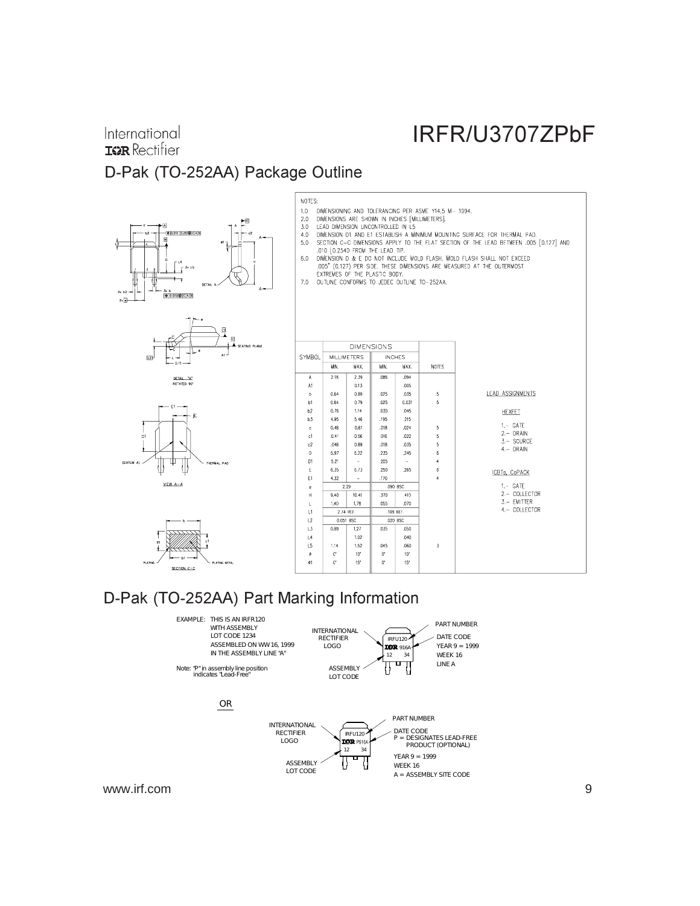# D-Pak (TO-252AA) Package Outline

NOTES:

1.0 DIMENSIONING AND TOLERANCING PER ASME Y14.5 M- 1994.
2.0 DIMENSIONS ARE SHOWN IN INCHES [MILLIMETERS].
3.0 LEAD DIMENSION UNCONTROLLED IN L5
4.0 DIMENSION D1 AND E1 ESTABLISH A MINIMUM MOUNTING SURFACE FOR THERMAL PAD.
5.0 SECTION C–C DIMENSIONS APPLY TO THE FLAT SECTION OF THE LEAD BETWEEN .005 [0.127] AND .010 [0.2540 FROM THE LEAD TIP.
6.0 DIMENSION D & E DO NOT INCLUDE MOLD FLASH. MOLD FLASH SHALL NOT EXCEED .005" (0.127) PER SIDE. THESE DIMENSIONS ARE MEASURED AT THE OUTERMOST EXTREMES OF THE PLASTIC BODY.
7.0 OUTLINE CONFORMS TO JEDEC OUTLINE TO-252AA.

| SYMBOL | DIMENSIONS | | | | NOTES |
|---|---|---|---|---|---|
| | MILLIMETERS | | INCHES | | |
| | MIN. | MAX. | MIN. | MAX. | |
| A | 2.18 | 2.39 | .086 | .094 | |
| A1 | | 0.13 | | .005 | |
| b | 0.64 | 0.89 | .025 | .035 | 5 |
| b1 | 0.64 | 0.79 | .025 | 0.031 | 5 |
| b2 | 0.76 | 1.14 | .030 | .045 | |
| b3 | 4.95 | 5.46 | .195 | .215 | |
| c | 0.46 | 0.61 | .018 | .024 | 5 |
| c1 | 0.41 | 0.56 | .016 | .022 | 5 |
| c2 | .046 | 0.89 | .018 | .035 | 5 |
| D | 5.97 | 6.22 | .235 | .245 | 6 |
| D1 | 5.21 | – | .205 | – | 4 |
| E | 6.35 | 6.73 | .250 | .265 | 6 |
| E1 | 4.32 | – | .170 | | 4 |
| e | 2.29 | | .090 BSC | | |
| H | 9.40 | 10.41 | .370 | .410 | |
| L | 1.40 | 1.78 | .055 | .070 | |
| L1 | 2.74 REF. | | .108 REF. | | |
| L2 | 0.051 BSC | | .020 BSC | | |
| L3 | 0.89 | 1.27 | .035 | .050 | |
| L4 | | 1.02 | | .040 | |
| L5 | 1.14 | 1.52 | .045 | .060 | 3 |
| ø | 0° | 10° | 0° | 10° | |
| ø1 | 0° | 15° | 0° | 15° | |

LEAD ASSIGNMENTS

HEXFET

1.– GATE
2.– DRAIN
3.– SOURCE
4.– DRAIN

IGBTs, CoPACK

1.– GATE
2.– COLLECTOR
3.– EMITTER
4.– COLLECTOR

# D-Pak (TO-252AA) Part Marking Information

EXAMPLE: THIS IS AN IRFR120
WITH ASSEMBLY
LOT CODE 1234
ASSEMBLED ON WW 16, 1999
IN THE ASSEMBLY LINE "A"

Note: "P" in assembly line position indicates "Lead-Free"

INTERNATIONAL RECTIFIER LOGO — IRFU120 / 916A / 12 34 — PART NUMBER; DATE CODE: YEAR 9 = 1999, WEEK 16, LINE A; ASSEMBLY LOT CODE

OR

INTERNATIONAL RECTIFIER LOGO — IRFU120 / P916A / 12 34 — PART NUMBER; DATE CODE: P = DESIGNATES LEAD-FREE PRODUCT (OPTIONAL), YEAR 9 = 1999, WEEK 16, A = ASSEMBLY SITE CODE; ASSEMBLY LOT CODE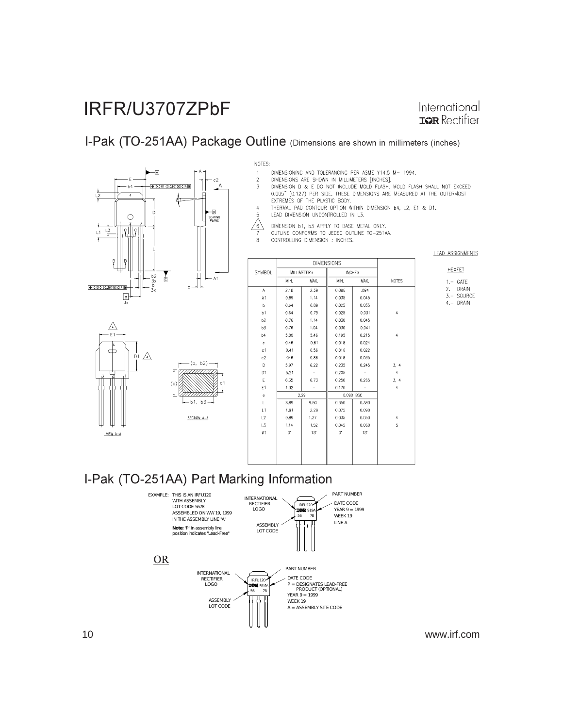## I-Pak (TO-251AA) Package Outline (Dimensions are shown in millimeters (inches))

NOTES:

1. DIMENSIONING AND TOLERANCING PER ASME Y14.5 M- 1994.
2. DIMENSIONS ARE SHOWN IN MILLIMETERS [INCHES].
3. DIMENSION D & E DO NOT INCLUDE MOLD FLASH. MOLD FLASH SHALL NOT EXCEED 0.005" (0.127) PER SIDE. THESE DIMENSIONS ARE MEASURED AT THE OUTERMOST EXTREMES OF THE PLASTIC BODY.
4. THERMAL PAD CONTOUR OPTION WITHIN DIMENSION b4, L2, E1 & D1.
5. LEAD DIMENSION UNCONTROLLED IN L3.
6. DIMENSION b1, b3 APPLY TO BASE METAL ONLY.
7. OUTLINE CONFORMS TO JEDEC OUTLINE TO-251AA.
8. CONTROLLING DIMENSION : INCHES.

| SYMBOL | DIMENSIONS | | | | NOTES |
|---|---|---|---|---|---|
| | MILLIMETERS | | INCHES | | |
| | MIN. | MAX. | MIN. | MAX. | |
| A | 2.18 | 2.39 | 0.086 | .094 | |
| A1 | 0.89 | 1.14 | 0.035 | 0.045 | |
| b | 0.64 | 0.89 | 0.025 | 0.035 | |
| b1 | 0.64 | 0.79 | 0.025 | 0.031 | 4 |
| b2 | 0.76 | 1.14 | 0.030 | 0.045 | |
| b3 | 0.76 | 1.04 | 0.030 | 0.041 | |
| b4 | 5.00 | 5.46 | 0.195 | 0.215 | 4 |
| c | 0.46 | 0.61 | 0.018 | 0.024 | |
| c1 | 0.41 | 0.56 | 0.016 | 0.022 | |
| c2 | .046 | 0.86 | 0.018 | 0.035 | |
| D | 5.97 | 6.22 | 0.235 | 0.245 | 3, 4 |
| D1 | 5.21 | - | 0.205 | - | 4 |
| E | 6.35 | 6.73 | 0.250 | 0.265 | 3, 4 |
| E1 | 4.32 | - | 0.170 | - | 4 |
| e | 2.29 | | 0.090 BSC | | |
| L | 8.89 | 9.60 | 0.350 | 0.380 | |
| L1 | 1.91 | 2.29 | 0.075 | 0.090 | |
| L2 | 0.89 | 1.27 | 0.035 | 0.050 | 4 |
| L3 | 1.14 | 1.52 | 0.045 | 0.060 | 5 |
| ø1 | 0° | 15° | 0° | 15° | |

LEAD ASSIGNMENTS

HEXFET

1.- GATE
2.- DRAIN
3.- SOURCE
4.- DRAIN

## I-Pak (TO-251AA) Part Marking Information

EXAMPLE: THIS IS AN IRFU120 WITH ASSEMBLY LOT CODE 5678 ASSEMBLED ON WW 19, 1999 IN THE ASSEMBLY LINE "A"

**Note:** "P" in assembly line position indicates "Lead-Free"

INTERNATIONAL RECTIFIER LOGO — ASSEMBLY LOT CODE — PART NUMBER — DATE CODE YEAR 9 = 1999 WEEK 19 LINE A

IRFU120 / IOR 919A / 56 78

OR

INTERNATIONAL RECTIFIER LOGO — ASSEMBLY LOT CODE — PART NUMBER — DATE CODE P = DESIGNATES LEAD-FREE PRODUCT (OPTIONAL) YEAR 9 = 1999 WEEK 19 A = ASSEMBLY SITE CODE

IRFU120 / IOR P919A / 56 78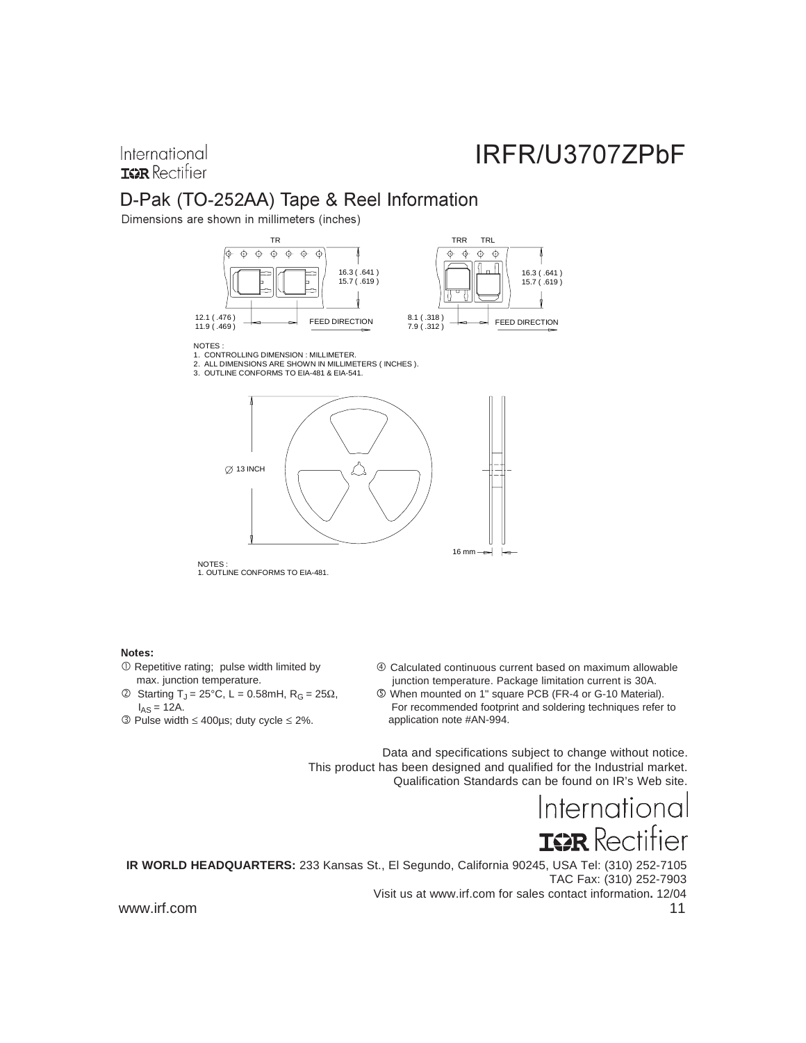## D-Pak (TO-252AA) Tape & Reel Information

Dimensions are shown in millimeters (inches)

TR

TRR TRL

16.3 ( .641 )
15.7 ( .619 )

16.3 ( .641 )
15.7 ( .619 )

12.1 ( .476 )
11.9 ( .469 )

FEED DIRECTION

8.1 ( .318 )
7.9 ( .312 )

FEED DIRECTION

NOTES :
1. CONTROLLING DIMENSION : MILLIMETER.
2. ALL DIMENSIONS ARE SHOWN IN MILLIMETERS ( INCHES ).
3. OUTLINE CONFORMS TO EIA-481 & EIA-541.

∅ 13 INCH

16 mm

NOTES :
1. OUTLINE CONFORMS TO EIA-481.

**Notes:**

① Repetitive rating; pulse width limited by max. junction temperature.

② Starting $T_J$ = 25°C, L = 0.58mH, $R_G$ = 25Ω, $I_{AS}$ = 12A.

③ Pulse width ≤ 400µs; duty cycle ≤ 2%.

④ Calculated continuous current based on maximum allowable junction temperature. Package limitation current is 30A.

⑤ When mounted on 1" square PCB (FR-4 or G-10 Material). For recommended footprint and soldering techniques refer to application note #AN-994.

Data and specifications subject to change without notice.
This product has been designed and qualified for the Industrial market.
Qualification Standards can be found on IR's Web site.

International
IOR Rectifier

**IR WORLD HEADQUARTERS:** 233 Kansas St., El Segundo, California 90245, USA Tel: (310) 252-7105
TAC Fax: (310) 252-7903
Visit us at www.irf.com for sales contact information. 12/04